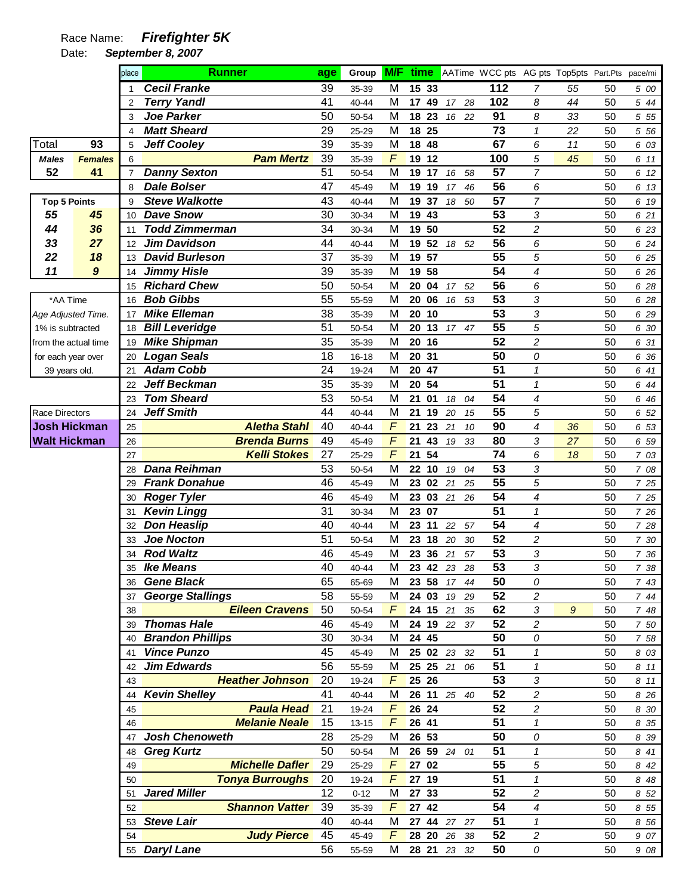Race Name: ***Firefighter 5K***

Date: ***September 8, 2007***

| Total | 93 |
|---|---|
| **Males** | **Females** |
| 52 | 41 |

| Top 5 Points | |
|---|---|
| 55 | 45 |
| 44 | 36 |
| 33 | 27 |
| 22 | 18 |
| 11 | 9 |

*AA Time
*Age Adjusted Time.*
1% is subtracted from the actual time for each year over 39 years old.

Race Directors
**Josh Hickman**
**Walt Hickman**

| place | Runner | age | Group | M/F | time | AATime | WCC pts | AG pts | Top5pts | Part.Pts | pace/mi |
|---|---|---|---|---|---|---|---|---|---|---|---|
| 1 | **Cecil Franke** | 39 | 35-39 | M | 15 33 | | 112 | 7 | 55 | 50 | 5 00 |
| 2 | **Terry Yandl** | 41 | 40-44 | M | 17 49 | 17 28 | 102 | 8 | 44 | 50 | 5 44 |
| 3 | **Joe Parker** | 50 | 50-54 | M | 18 23 | 16 22 | 91 | 8 | 33 | 50 | 5 55 |
| 4 | **Matt Sheard** | 29 | 25-29 | M | 18 25 | | 73 | 1 | 22 | 50 | 5 56 |
| 5 | **Jeff Cooley** | 39 | 35-39 | M | 18 48 | | 67 | 6 | 11 | 50 | 6 03 |
| 6 | **Pam Mertz** | 39 | 35-39 | F | 19 12 | | 100 | 5 | 45 | 50 | 6 11 |
| 7 | **Danny Sexton** | 51 | 50-54 | M | 19 17 | 16 58 | 57 | 7 | | 50 | 6 12 |
| 8 | **Dale Bolser** | 47 | 45-49 | M | 19 19 | 17 46 | 56 | 6 | | 50 | 6 13 |
| 9 | **Steve Walkotte** | 43 | 40-44 | M | 19 37 | 18 50 | 57 | 7 | | 50 | 6 19 |
| 10 | **Dave Snow** | 30 | 30-34 | M | 19 43 | | 53 | 3 | | 50 | 6 21 |
| 11 | **Todd Zimmerman** | 34 | 30-34 | M | 19 50 | | 52 | 2 | | 50 | 6 23 |
| 12 | **Jim Davidson** | 44 | 40-44 | M | 19 52 | 18 52 | 56 | 6 | | 50 | 6 24 |
| 13 | **David Burleson** | 37 | 35-39 | M | 19 57 | | 55 | 5 | | 50 | 6 25 |
| 14 | **Jimmy Hisle** | 39 | 35-39 | M | 19 58 | | 54 | 4 | | 50 | 6 26 |
| 15 | **Richard Chew** | 50 | 50-54 | M | 20 04 | 17 52 | 56 | 6 | | 50 | 6 28 |
| 16 | **Bob Gibbs** | 55 | 55-59 | M | 20 06 | 16 53 | 53 | 3 | | 50 | 6 28 |
| 17 | **Mike Elleman** | 38 | 35-39 | M | 20 10 | | 53 | 3 | | 50 | 6 29 |
| 18 | **Bill Leveridge** | 51 | 50-54 | M | 20 13 | 17 47 | 55 | 5 | | 50 | 6 30 |
| 19 | **Mike Shipman** | 35 | 35-39 | M | 20 16 | | 52 | 2 | | 50 | 6 31 |
| 20 | **Logan Seals** | 18 | 16-18 | M | 20 31 | | 50 | 0 | | 50 | 6 36 |
| 21 | **Adam Cobb** | 24 | 19-24 | M | 20 47 | | 51 | 1 | | 50 | 6 41 |
| 22 | **Jeff Beckman** | 35 | 35-39 | M | 20 54 | | 51 | 1 | | 50 | 6 44 |
| 23 | **Tom Sheard** | 53 | 50-54 | M | 21 01 | 18 04 | 54 | 4 | | 50 | 6 46 |
| 24 | **Jeff Smith** | 44 | 40-44 | M | 21 19 | 20 15 | 55 | 5 | | 50 | 6 52 |
| 25 | **Aletha Stahl** | 40 | 40-44 | F | 21 23 | 21 10 | 90 | 4 | 36 | 50 | 6 53 |
| 26 | **Brenda Burns** | 49 | 45-49 | F | 21 43 | 19 33 | 80 | 3 | 27 | 50 | 6 59 |
| 27 | **Kelli Stokes** | 27 | 25-29 | F | 21 54 | | 74 | 6 | 18 | 50 | 7 03 |
| 28 | **Dana Reihman** | 53 | 50-54 | M | 22 10 | 19 04 | 53 | 3 | | 50 | 7 08 |
| 29 | **Frank Donahue** | 46 | 45-49 | M | 23 02 | 21 25 | 55 | 5 | | 50 | 7 25 |
| 30 | **Roger Tyler** | 46 | 45-49 | M | 23 03 | 21 26 | 54 | 4 | | 50 | 7 25 |
| 31 | **Kevin Lingg** | 31 | 30-34 | M | 23 07 | | 51 | 1 | | 50 | 7 26 |
| 32 | **Don Heaslip** | 40 | 40-44 | M | 23 11 | 22 57 | 54 | 4 | | 50 | 7 28 |
| 33 | **Joe Nocton** | 51 | 50-54 | M | 23 18 | 20 30 | 52 | 2 | | 50 | 7 30 |
| 34 | **Rod Waltz** | 46 | 45-49 | M | 23 36 | 21 57 | 53 | 3 | | 50 | 7 36 |
| 35 | **Ike Means** | 40 | 40-44 | M | 23 42 | 23 28 | 53 | 3 | | 50 | 7 38 |
| 36 | **Gene Black** | 65 | 65-69 | M | 23 58 | 17 44 | 50 | 0 | | 50 | 7 43 |
| 37 | **George Stallings** | 58 | 55-59 | M | 24 03 | 19 29 | 52 | 2 | | 50 | 7 44 |
| 38 | **Eileen Cravens** | 50 | 50-54 | F | 24 15 | 21 35 | 62 | 3 | 9 | 50 | 7 48 |
| 39 | **Thomas Hale** | 46 | 45-49 | M | 24 19 | 22 37 | 52 | 2 | | 50 | 7 50 |
| 40 | **Brandon Phillips** | 30 | 30-34 | M | 24 45 | | 50 | 0 | | 50 | 7 58 |
| 41 | **Vince Punzo** | 45 | 45-49 | M | 25 02 | 23 32 | 51 | 1 | | 50 | 8 03 |
| 42 | **Jim Edwards** | 56 | 55-59 | M | 25 25 | 21 06 | 51 | 1 | | 50 | 8 11 |
| 43 | **Heather Johnson** | 20 | 19-24 | F | 25 26 | | 53 | 3 | | 50 | 8 11 |
| 44 | **Kevin Shelley** | 41 | 40-44 | M | 26 11 | 25 40 | 52 | 2 | | 50 | 8 26 |
| 45 | **Paula Head** | 21 | 19-24 | F | 26 24 | | 52 | 2 | | 50 | 8 30 |
| 46 | **Melanie Neale** | 15 | 13-15 | F | 26 41 | | 51 | 1 | | 50 | 8 35 |
| 47 | **Josh Chenoweth** | 28 | 25-29 | M | 26 53 | | 50 | 0 | | 50 | 8 39 |
| 48 | **Greg Kurtz** | 50 | 50-54 | M | 26 59 | 24 01 | 51 | 1 | | 50 | 8 41 |
| 49 | **Michelle Dafler** | 29 | 25-29 | F | 27 02 | | 55 | 5 | | 50 | 8 42 |
| 50 | **Tonya Burroughs** | 20 | 19-24 | F | 27 19 | | 51 | 1 | | 50 | 8 48 |
| 51 | **Jared Miller** | 12 | 0-12 | M | 27 33 | | 52 | 2 | | 50 | 8 52 |
| 52 | **Shannon Vatter** | 39 | 35-39 | F | 27 42 | | 54 | 4 | | 50 | 8 55 |
| 53 | **Steve Lair** | 40 | 40-44 | M | 27 44 | 27 27 | 51 | 1 | | 50 | 8 56 |
| 54 | **Judy Pierce** | 45 | 45-49 | F | 28 20 | 26 38 | 52 | 2 | | 50 | 9 07 |
| 55 | **Daryl Lane** | 56 | 55-59 | M | 28 21 | 23 32 | 50 | 0 | | 50 | 9 08 |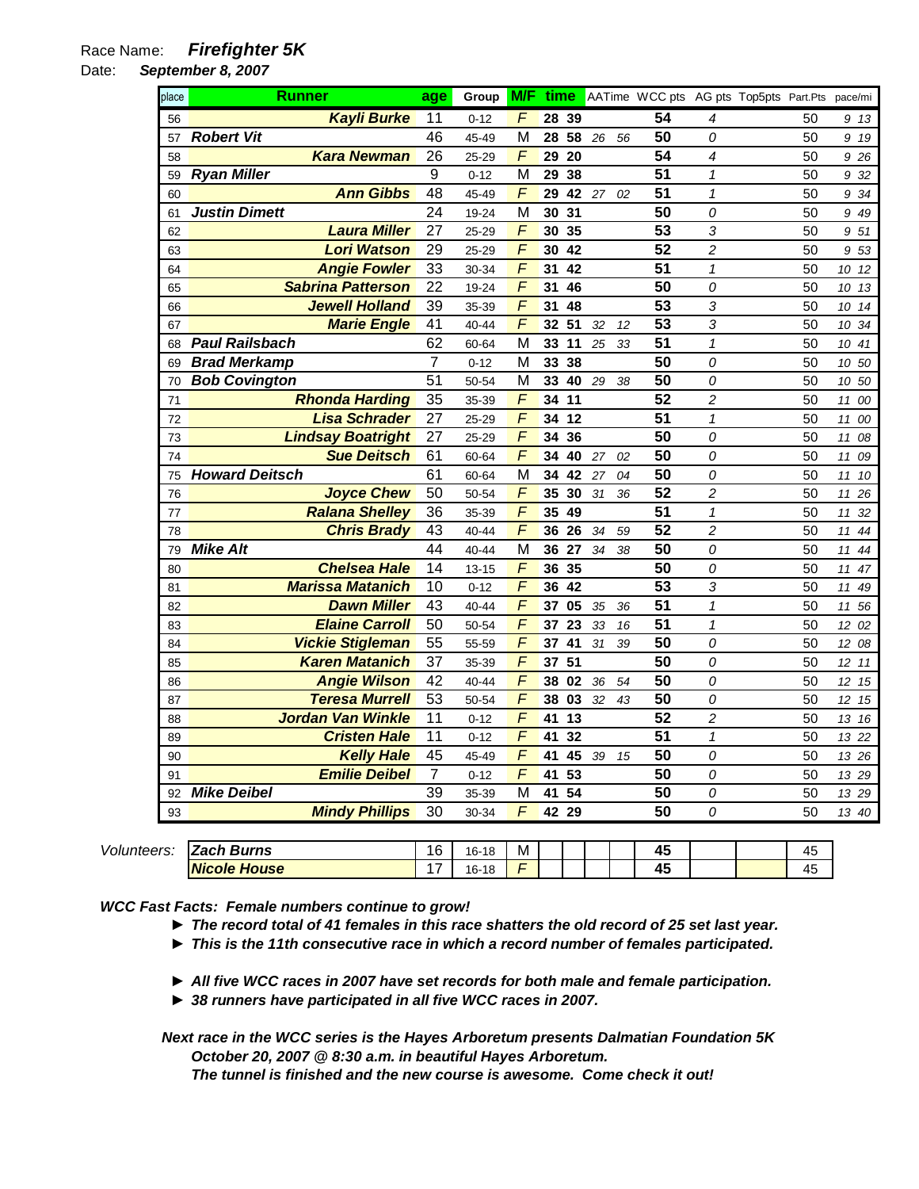Race Name: ***Firefighter 5K***

Date: ***September 8, 2007***

| place | Runner | age | Group | M/F | time | | AATime | | WCC pts | AG pts | Top5pts | Part.Pts | pace/mi |
|---|---|---|---|---|---|---|---|---|---|---|---|---|---|
| 56 | Kayli Burke | 11 | 0-12 | F | 28 | 39 | | | 54 | 4 | | 50 | 9 13 |
| 57 | Robert Vit | 46 | 45-49 | M | 28 | 58 | 26 | 56 | 50 | 0 | | 50 | 9 19 |
| 58 | Kara Newman | 26 | 25-29 | F | 29 | 20 | | | 54 | 4 | | 50 | 9 26 |
| 59 | Ryan Miller | 9 | 0-12 | M | 29 | 38 | | | 51 | 1 | | 50 | 9 32 |
| 60 | Ann Gibbs | 48 | 45-49 | F | 29 | 42 | 27 | 02 | 51 | 1 | | 50 | 9 34 |
| 61 | Justin Dimett | 24 | 19-24 | M | 30 | 31 | | | 50 | 0 | | 50 | 9 49 |
| 62 | Laura Miller | 27 | 25-29 | F | 30 | 35 | | | 53 | 3 | | 50 | 9 51 |
| 63 | Lori Watson | 29 | 25-29 | F | 30 | 42 | | | 52 | 2 | | 50 | 9 53 |
| 64 | Angie Fowler | 33 | 30-34 | F | 31 | 42 | | | 51 | 1 | | 50 | 10 12 |
| 65 | Sabrina Patterson | 22 | 19-24 | F | 31 | 46 | | | 50 | 0 | | 50 | 10 13 |
| 66 | Jewell Holland | 39 | 35-39 | F | 31 | 48 | | | 53 | 3 | | 50 | 10 14 |
| 67 | Marie Engle | 41 | 40-44 | F | 32 | 51 | 32 | 12 | 53 | 3 | | 50 | 10 34 |
| 68 | Paul Railsbach | 62 | 60-64 | M | 33 | 11 | 25 | 33 | 51 | 1 | | 50 | 10 41 |
| 69 | Brad Merkamp | 7 | 0-12 | M | 33 | 38 | | | 50 | 0 | | 50 | 10 50 |
| 70 | Bob Covington | 51 | 50-54 | M | 33 | 40 | 29 | 38 | 50 | 0 | | 50 | 10 50 |
| 71 | Rhonda Harding | 35 | 35-39 | F | 34 | 11 | | | 52 | 2 | | 50 | 11 00 |
| 72 | Lisa Schrader | 27 | 25-29 | F | 34 | 12 | | | 51 | 1 | | 50 | 11 00 |
| 73 | Lindsay Boatright | 27 | 25-29 | F | 34 | 36 | | | 50 | 0 | | 50 | 11 08 |
| 74 | Sue Deitsch | 61 | 60-64 | F | 34 | 40 | 27 | 02 | 50 | 0 | | 50 | 11 09 |
| 75 | Howard Deitsch | 61 | 60-64 | M | 34 | 42 | 27 | 04 | 50 | 0 | | 50 | 11 10 |
| 76 | Joyce Chew | 50 | 50-54 | F | 35 | 30 | 31 | 36 | 52 | 2 | | 50 | 11 26 |
| 77 | Ralana Shelley | 36 | 35-39 | F | 35 | 49 | | | 51 | 1 | | 50 | 11 32 |
| 78 | Chris Brady | 43 | 40-44 | F | 36 | 26 | 34 | 59 | 52 | 2 | | 50 | 11 44 |
| 79 | Mike Alt | 44 | 40-44 | M | 36 | 27 | 34 | 38 | 50 | 0 | | 50 | 11 44 |
| 80 | Chelsea Hale | 14 | 13-15 | F | 36 | 35 | | | 50 | 0 | | 50 | 11 47 |
| 81 | Marissa Matanich | 10 | 0-12 | F | 36 | 42 | | | 53 | 3 | | 50 | 11 49 |
| 82 | Dawn Miller | 43 | 40-44 | F | 37 | 05 | 35 | 36 | 51 | 1 | | 50 | 11 56 |
| 83 | Elaine Carroll | 50 | 50-54 | F | 37 | 23 | 33 | 16 | 51 | 1 | | 50 | 12 02 |
| 84 | Vickie Stigleman | 55 | 55-59 | F | 37 | 41 | 31 | 39 | 50 | 0 | | 50 | 12 08 |
| 85 | Karen Matanich | 37 | 35-39 | F | 37 | 51 | | | 50 | 0 | | 50 | 12 11 |
| 86 | Angie Wilson | 42 | 40-44 | F | 38 | 02 | 36 | 54 | 50 | 0 | | 50 | 12 15 |
| 87 | Teresa Murrell | 53 | 50-54 | F | 38 | 03 | 32 | 43 | 50 | 0 | | 50 | 12 15 |
| 88 | Jordan Van Winkle | 11 | 0-12 | F | 41 | 13 | | | 52 | 2 | | 50 | 13 16 |
| 89 | Cristen Hale | 11 | 0-12 | F | 41 | 32 | | | 51 | 1 | | 50 | 13 22 |
| 90 | Kelly Hale | 45 | 45-49 | F | 41 | 45 | 39 | 15 | 50 | 0 | | 50 | 13 26 |
| 91 | Emilie Deibel | 7 | 0-12 | F | 41 | 53 | | | 50 | 0 | | 50 | 13 29 |
| 92 | Mike Deibel | 39 | 35-39 | M | 41 | 54 | | | 50 | 0 | | 50 | 13 29 |
| 93 | Mindy Phillips | 30 | 30-34 | F | 42 | 29 | | | 50 | 0 | | 50 | 13 40 |

*Volunteers:*

| | | | | | | | | | | | | |
|---|---|---|---|---|---|---|---|---|---|---|---|---|
| Zach Burns | 16 | 16-18 | M | | | | | 45 | | | 45 | |
| Nicole House | 17 | 16-18 | F | | | | | 45 | | | 45 | |

***WCC Fast Facts: Female numbers continue to grow!***

- ***The record total of 41 females in this race shatters the old record of 25 set last year.***
- ***This is the 11th consecutive race in which a record number of females participated.***

- ***All five WCC races in 2007 have set records for both male and female participation.***
- ***38 runners have participated in all five WCC races in 2007.***

***Next race in the WCC series is the Hayes Arboretum presents Dalmatian Foundation 5K October 20, 2007 @ 8:30 a.m. in beautiful Hayes Arboretum. The tunnel is finished and the new course is awesome. Come check it out!***